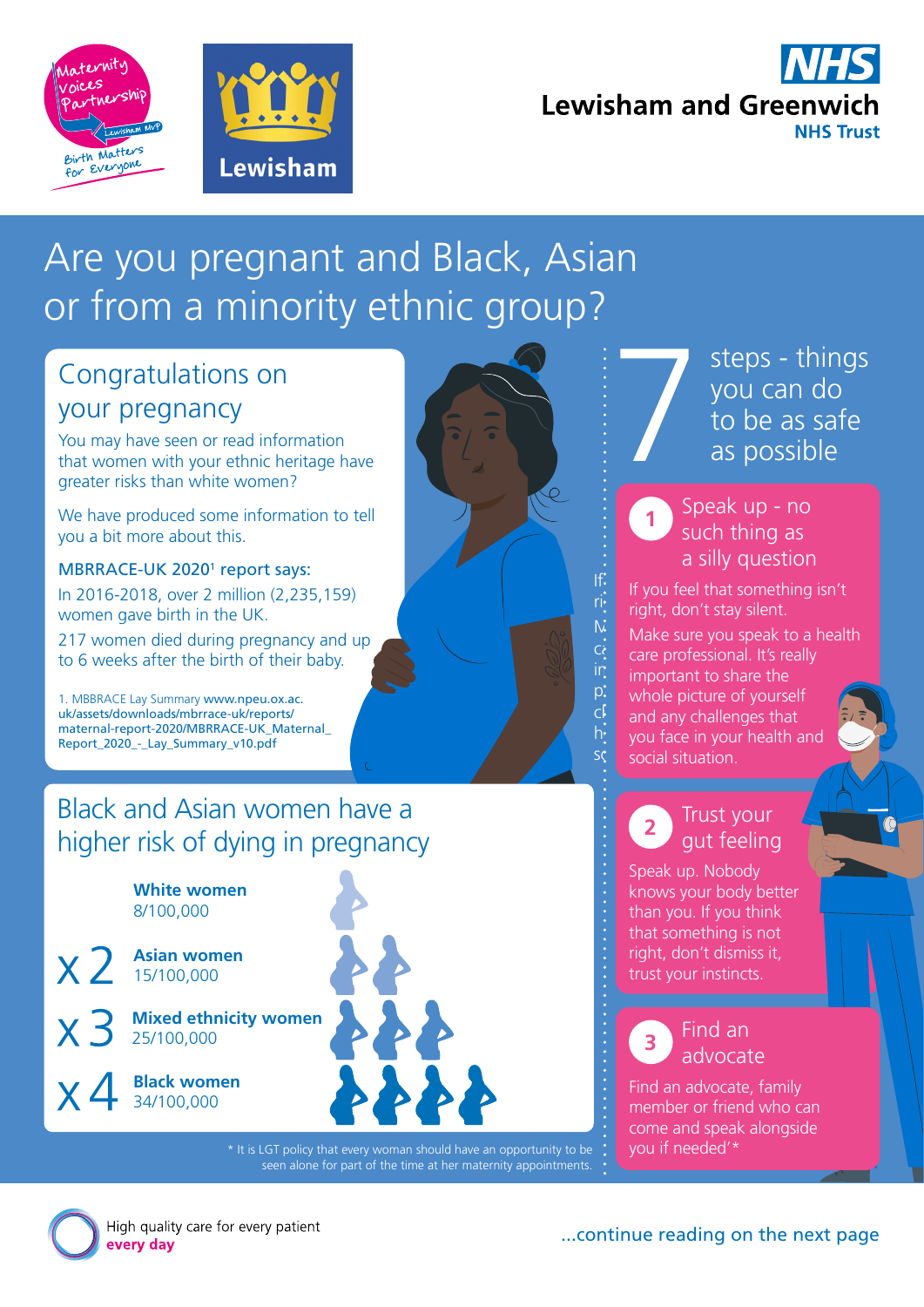Maternity Voices Partnership – Lewisham MVP – Birth Matters for Everyone

Lewisham

NHS Lewisham and Greenwich NHS Trust

# Are you pregnant and Black, Asian or from a minority ethnic group?

## Congratulations on your pregnancy

You may have seen or read information that women with your ethnic heritage have greater risks than white women?

We have produced some information to tell you a bit more about this.

**MBRRACE-UK 2020[1] report says:**

In 2016-2018, over 2 million (2,235,159) women gave birth in the UK.

217 women died during pregnancy and up to 6 weeks after the birth of their baby.

1. MBBRACE Lay Summary **www.npeu.ox.ac.uk/assets/downloads/mbrrace-uk/reports/maternal-report-2020/MBRRACE-UK_Maternal_Report_2020_-_Lay_Summary_v10.pdf**

## Black and Asian women have a higher risk of dying in pregnancy

| | | |
|---|---|---|
| | **White women** | 8/100,000 |
| x 2 | **Asian women** | 15/100,000 |
| x 3 | **Mixed ethnicity women** | 25/100,000 |
| x 4 | **Black women** | 34/100,000 |

\* It is LGT policy that every woman should have an opportunity to be seen alone for part of the time at her maternity appointments.

## 7 steps - things you can do to be as safe as possible

### 1 Speak up - no such thing as a silly question

If you feel that something isn't right, don't stay silent.

Make sure you speak to a health care professional. It's really important to share the whole picture of yourself and any challenges that you face in your health and social situation.

### 2 Trust your gut feeling

Speak up. Nobody knows your body better than you. If you think that something is not right, don't dismiss it, trust your instincts.

### 3 Find an advocate

Find an advocate, family member or friend who can come and speak alongside you if needed*

High quality care for every patient **every day**

...continue reading on the next page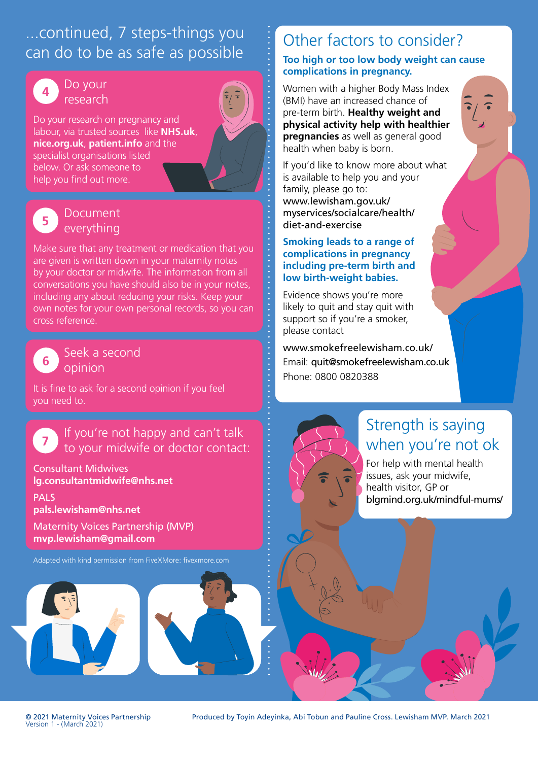# ...continued, 7 steps-things you can do to be as safe as possible

## 4 Do your research

Do your research on pregnancy and labour, via trusted sources like **NHS.uk**, **nice.org.uk**, **patient.info** and the specialist organisations listed below. Or ask someone to help you find out more.

## 5 Document everything

Make sure that any treatment or medication that you are given is written down in your maternity notes by your doctor or midwife. The information from all conversations you have should also be in your notes, including any about reducing your risks. Keep your own notes for your own personal records, so you can cross reference.

## 6 Seek a second opinion

It is fine to ask for a second opinion if you feel you need to.

## 7 If you're not happy and can't talk to your midwife or doctor contact:

Consultant Midwives
**lg.consultantmidwife@nhs.net**

PALS
**pals.lewisham@nhs.net**

Maternity Voices Partnership (MVP)
**mvp.lewisham@gmail.com**

Adapted with kind permission from FiveXMore: fivexmore.com

# Other factors to consider?

**Too high or too low body weight can cause complications in pregnancy.**

Women with a higher Body Mass Index (BMI) have an increased chance of pre-term birth. **Healthy weight and physical activity help with healthier pregnancies** as well as general good health when baby is born.

If you'd like to know more about what is available to help you and your family, please go to:
www.lewisham.gov.uk/myservices/socialcare/health/diet-and-exercise

**Smoking leads to a range of complications in pregnancy including pre-term birth and low birth-weight babies.**

Evidence shows you're more likely to quit and stay quit with support so if you're a smoker, please contact

www.smokefreelewisham.co.uk/
Email: quit@smokefreelewisham.co.uk
Phone: 0800 0820388

# Strength is saying when you're not ok

For help with mental health issues, ask your midwife, health visitor, GP or blgmind.org.uk/mindful-mums/

© 2021 Maternity Voices Partnership
Version 1 - (March 2021)

Produced by Toyin Adeyinka, Abi Tobun and Pauline Cross. Lewisham MVP. March 2021